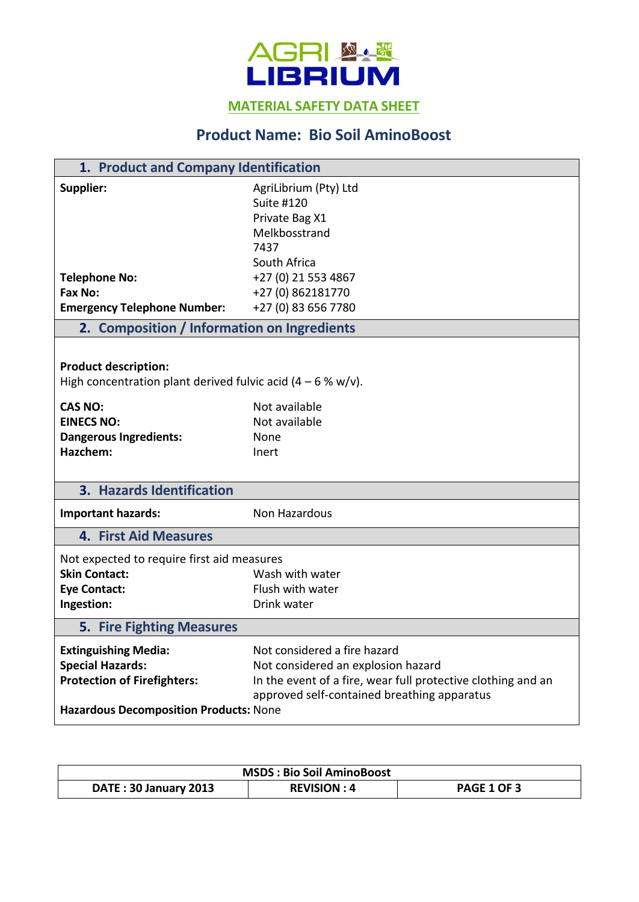AGRI LIBRIUM

**MATERIAL SAFETY DATA SHEET**

# Product Name: Bio Soil AminoBoost

## 1. Product and Company Identification

| | |
|---|---|
| **Supplier:** | AgriLibrium (Pty) Ltd<br>Suite #120<br>Private Bag X1<br>Melkbosstrand<br>7437<br>South Africa |
| **Telephone No:** | +27 (0) 21 553 4867 |
| **Fax No:** | +27 (0) 862181770 |
| **Emergency Telephone Number:** | +27 (0) 83 656 7780 |

## 2. Composition / Information on Ingredients

**Product description:**
High concentration plant derived fulvic acid (4 – 6 % w/v).

| | |
|---|---|
| **CAS NO:** | Not available |
| **EINECS NO:** | Not available |
| **Dangerous Ingredients:** | None |
| **Hazchem:** | Inert |

## 3. Hazards Identification

| | |
|---|---|
| **Important hazards:** | Non Hazardous |

## 4. First Aid Measures

Not expected to require first aid measures

| | |
|---|---|
| **Skin Contact:** | Wash with water |
| **Eye Contact:** | Flush with water |
| **Ingestion:** | Drink water |

## 5. Fire Fighting Measures

| | |
|---|---|
| **Extinguishing Media:** | Not considered a fire hazard |
| **Special Hazards:** | Not considered an explosion hazard |
| **Protection of Firefighters:** | In the event of a fire, wear full protective clothing and an approved self-contained breathing apparatus |

**Hazardous Decomposition Products:** None

| MSDS : Bio Soil AminoBoost | | |
|---|---|---|
| DATE : 30 January 2013 | REVISION : 4 | |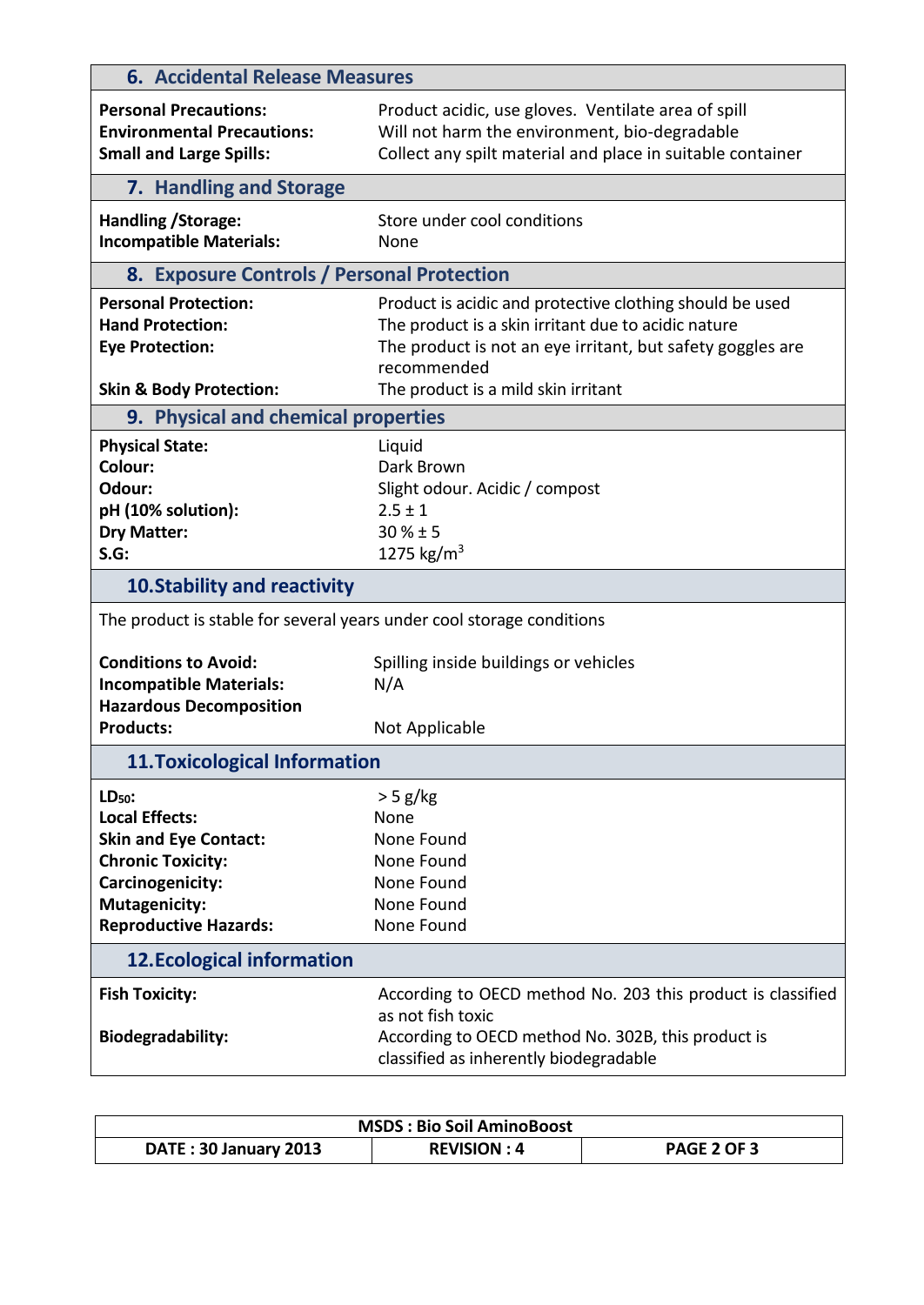## 6. Accidental Release Measures

| | |
|---|---|
| **Personal Precautions:** | Product acidic, use gloves. Ventilate area of spill |
| **Environmental Precautions:** | Will not harm the environment, bio-degradable |
| **Small and Large Spills:** | Collect any spilt material and place in suitable container |

## 7. Handling and Storage

| | |
|---|---|
| **Handling /Storage:** | Store under cool conditions |
| **Incompatible Materials:** | None |

## 8. Exposure Controls / Personal Protection

| | |
|---|---|
| **Personal Protection:** | Product is acidic and protective clothing should be used |
| **Hand Protection:** | The product is a skin irritant due to acidic nature |
| **Eye Protection:** | The product is not an eye irritant, but safety goggles are recommended |
| **Skin & Body Protection:** | The product is a mild skin irritant |

## 9. Physical and chemical properties

| | |
|---|---|
| **Physical State:** | Liquid |
| **Colour:** | Dark Brown |
| **Odour:** | Slight odour. Acidic / compost |
| **pH (10% solution):** | $2.5 \pm 1$ |
| **Dry Matter:** | $30\,\% \pm 5$ |
| **S.G:** | 1275 $kg/m^3$ |

## 10.Stability and reactivity

The product is stable for several years under cool storage conditions

| | |
|---|---|
| **Conditions to Avoid:** | Spilling inside buildings or vehicles |
| **Incompatible Materials:** | N/A |
| **Hazardous Decomposition Products:** | Not Applicable |

## 11.Toxicological Information

| | |
|---|---|
| **$LD_{50}$:** | > 5 g/kg |
| **Local Effects:** | None |
| **Skin and Eye Contact:** | None Found |
| **Chronic Toxicity:** | None Found |
| **Carcinogenicity:** | None Found |
| **Mutagenicity:** | None Found |
| **Reproductive Hazards:** | None Found |

## 12.Ecological information

| | |
|---|---|
| **Fish Toxicity:** | According to OECD method No. 203 this product is classified as not fish toxic |
| **Biodegradability:** | According to OECD method No. 302B, this product is classified as inherently biodegradable |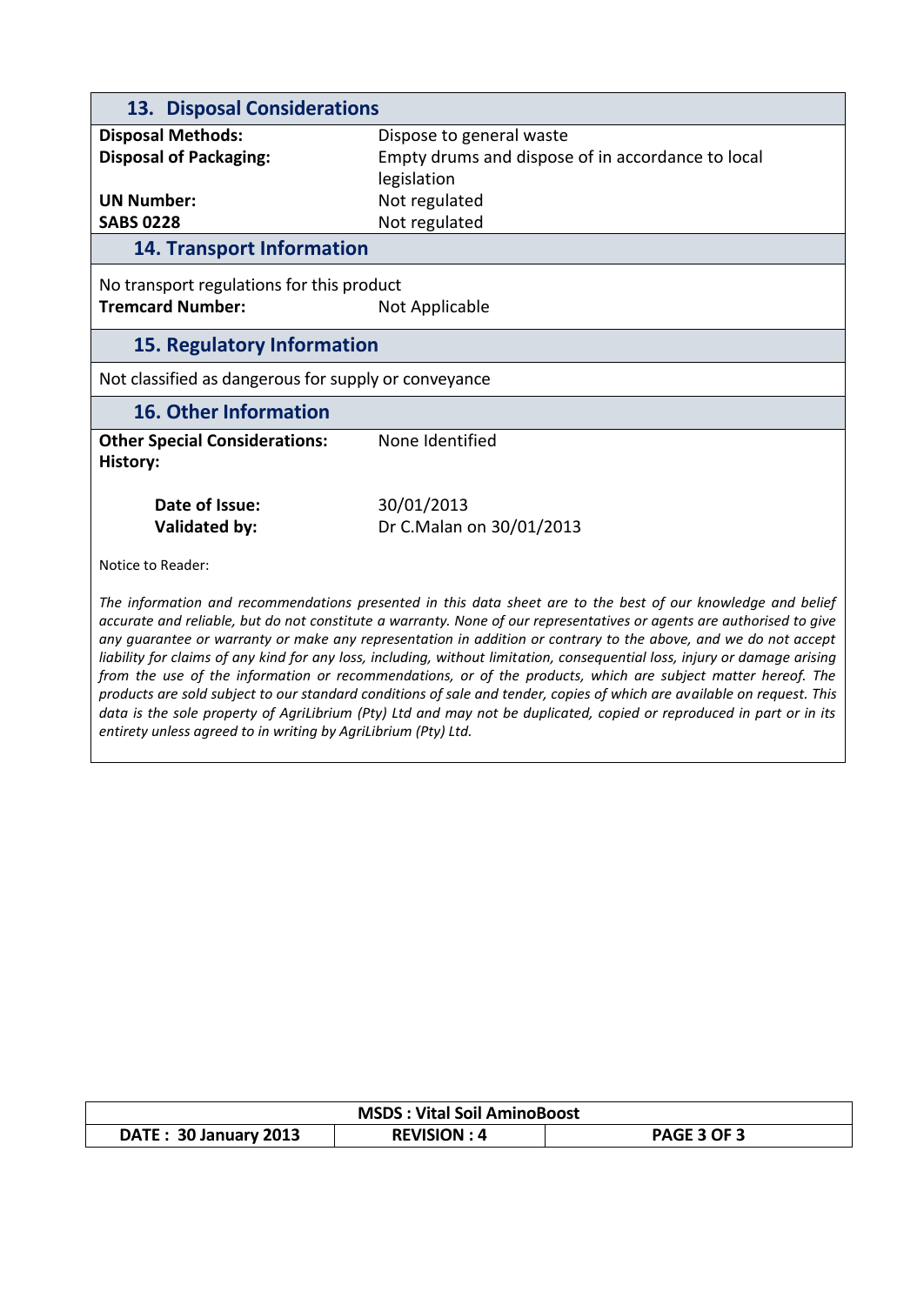## 13. Disposal Considerations

| | |
|---|---|
| **Disposal Methods:** | Dispose to general waste |
| **Disposal of Packaging:** | Empty drums and dispose of in accordance to local legislation |
| **UN Number:** | Not regulated |
| **SABS 0228** | Not regulated |

## 14. Transport Information

No transport regulations for this product

| | |
|---|---|
| **Tremcard Number:** | Not Applicable |

## 15. Regulatory Information

Not classified as dangerous for supply or conveyance

## 16. Other Information

| | |
|---|---|
| **Other Special Considerations:** | None Identified |
| **History:** | |
| **Date of Issue:** | 30/01/2013 |
| **Validated by:** | Dr C.Malan on 30/01/2013 |

Notice to Reader:

*The information and recommendations presented in this data sheet are to the best of our knowledge and belief accurate and reliable, but do not constitute a warranty. None of our representatives or agents are authorised to give any guarantee or warranty or make any representation in addition or contrary to the above, and we do not accept liability for claims of any kind for any loss, including, without limitation, consequential loss, injury or damage arising from the use of the information or recommendations, or of the products, which are subject matter hereof. The products are sold subject to our standard conditions of sale and tender, copies of which are available on request. This data is the sole property of AgriLibrium (Pty) Ltd and may not be duplicated, copied or reproduced in part or in its entirety unless agreed to in writing by AgriLibrium (Pty) Ltd.*